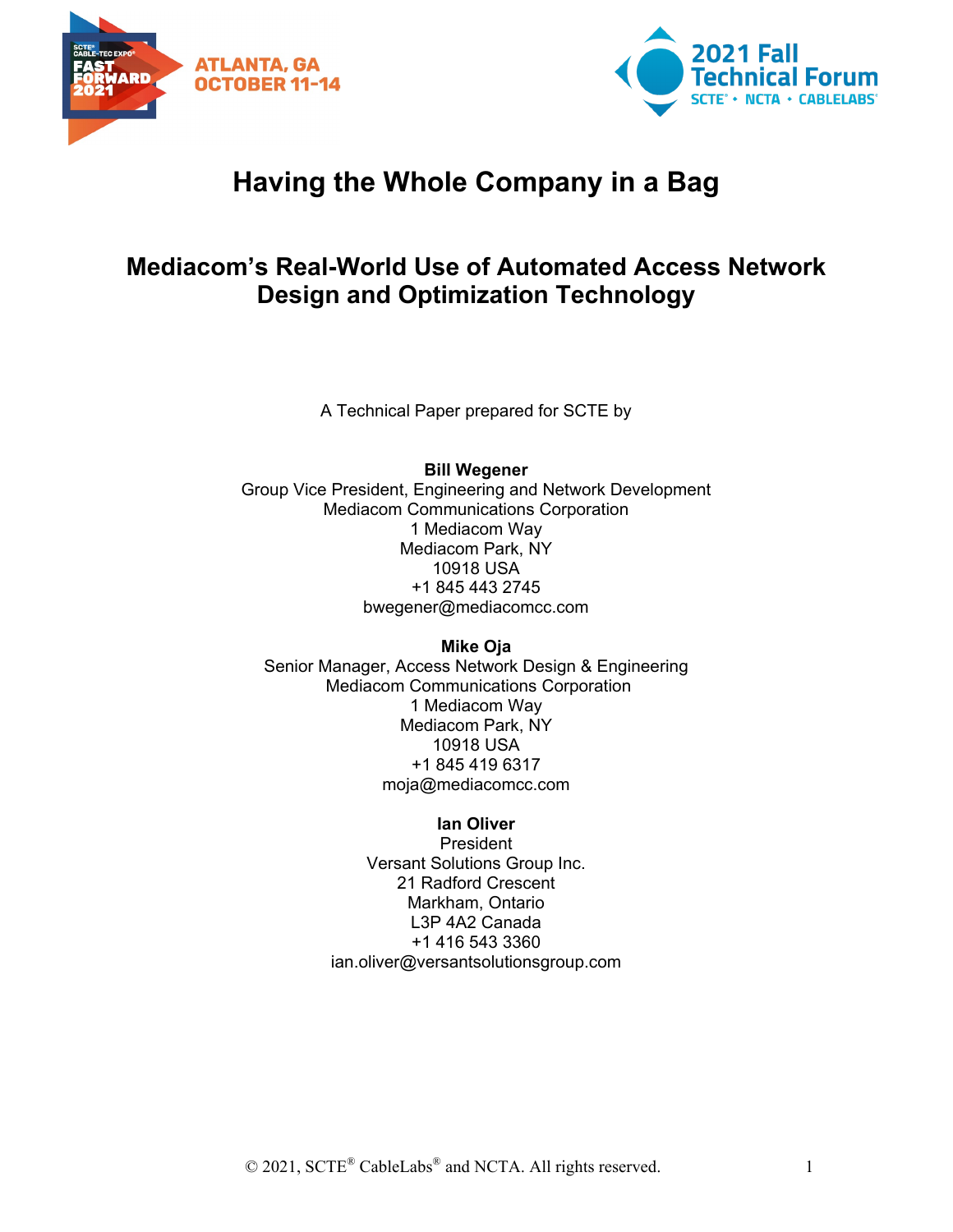# Having the Whole Company in a Bag

## Mediacom's Real-World Use of Automated Access Network Design and Optimization Technology

A Technical Paper prepared for SCTE by

**Bill Wegener**
Group Vice President, Engineering and Network Development
Mediacom Communications Corporation
1 Mediacom Way
Mediacom Park, NY
10918 USA
+1 845 443 2745
bwegener@mediacomcc.com

**Mike Oja**
Senior Manager, Access Network Design & Engineering
Mediacom Communications Corporation
1 Mediacom Way
Mediacom Park, NY
10918 USA
+1 845 419 6317
moja@mediacomcc.com

**Ian Oliver**
President
Versant Solutions Group Inc.
21 Radford Crescent
Markham, Ontario
L3P 4A2 Canada
+1 416 543 3360
ian.oliver@versantsolutionsgroup.com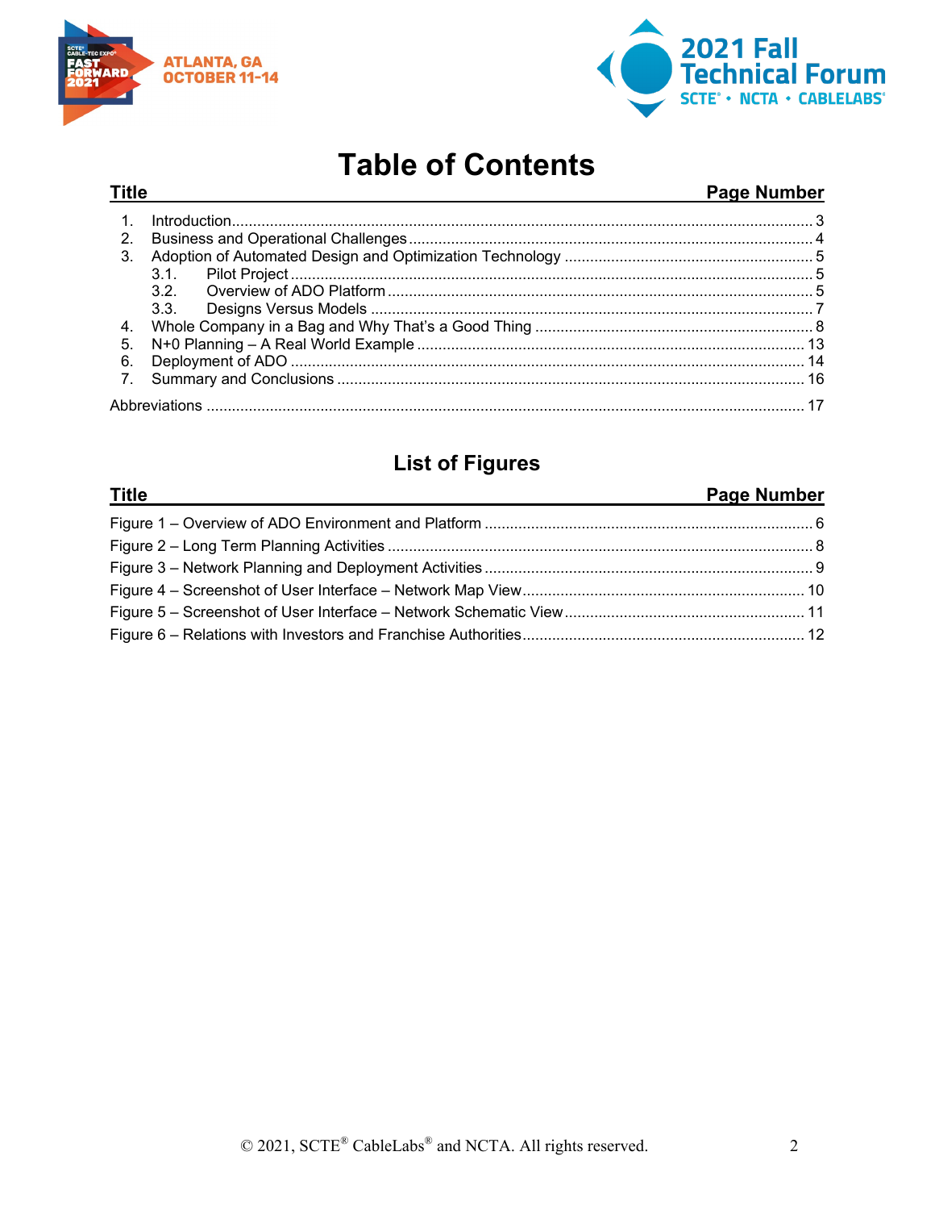# Table of Contents

| Title | Page Number |
|---|---|
| 1. Introduction | 3 |
| 2. Business and Operational Challenges | 4 |
| 3. Adoption of Automated Design and Optimization Technology | 5 |
| 3.1. Pilot Project | 5 |
| 3.2. Overview of ADO Platform | 5 |
| 3.3. Designs Versus Models | 7 |
| 4. Whole Company in a Bag and Why That's a Good Thing | 8 |
| 5. N+0 Planning – A Real World Example | 13 |
| 6. Deployment of ADO | 14 |
| 7. Summary and Conclusions | 16 |
| Abbreviations | 17 |

## List of Figures

| Title | Page Number |
|---|---|
| Figure 1 – Overview of ADO Environment and Platform | 6 |
| Figure 2 – Long Term Planning Activities | 8 |
| Figure 3 – Network Planning and Deployment Activities | 9 |
| Figure 4 – Screenshot of User Interface – Network Map View | 10 |
| Figure 5 – Screenshot of User Interface – Network Schematic View | 11 |
| Figure 6 – Relations with Investors and Franchise Authorities | 12 |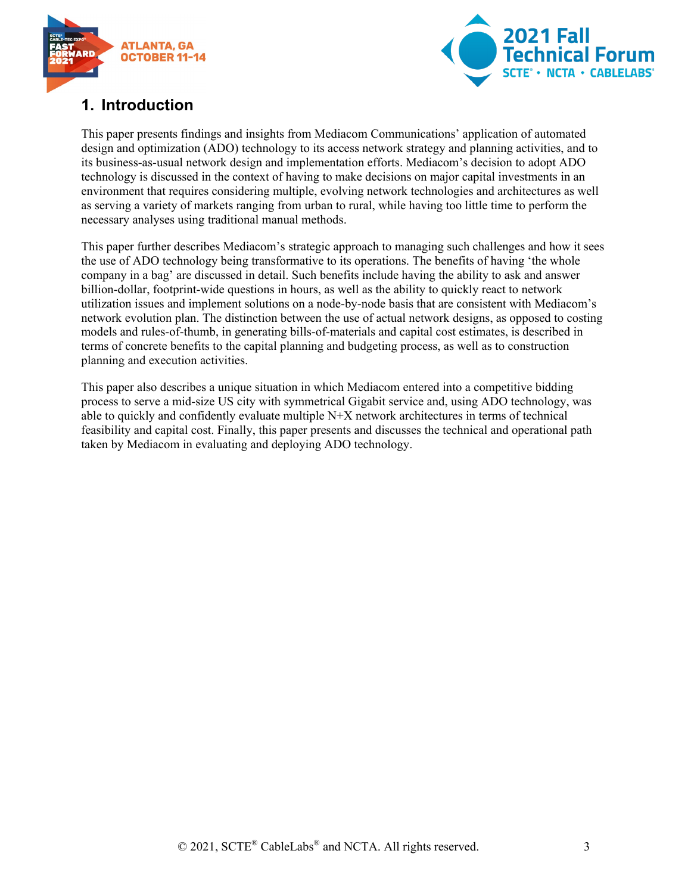## 1. Introduction

This paper presents findings and insights from Mediacom Communications' application of automated design and optimization (ADO) technology to its access network strategy and planning activities, and to its business-as-usual network design and implementation efforts. Mediacom's decision to adopt ADO technology is discussed in the context of having to make decisions on major capital investments in an environment that requires considering multiple, evolving network technologies and architectures as well as serving a variety of markets ranging from urban to rural, while having too little time to perform the necessary analyses using traditional manual methods.

This paper further describes Mediacom's strategic approach to managing such challenges and how it sees the use of ADO technology being transformative to its operations. The benefits of having 'the whole company in a bag' are discussed in detail. Such benefits include having the ability to ask and answer billion-dollar, footprint-wide questions in hours, as well as the ability to quickly react to network utilization issues and implement solutions on a node-by-node basis that are consistent with Mediacom's network evolution plan. The distinction between the use of actual network designs, as opposed to costing models and rules-of-thumb, in generating bills-of-materials and capital cost estimates, is described in terms of concrete benefits to the capital planning and budgeting process, as well as to construction planning and execution activities.

This paper also describes a unique situation in which Mediacom entered into a competitive bidding process to serve a mid-size US city with symmetrical Gigabit service and, using ADO technology, was able to quickly and confidently evaluate multiple N+X network architectures in terms of technical feasibility and capital cost. Finally, this paper presents and discusses the technical and operational path taken by Mediacom in evaluating and deploying ADO technology.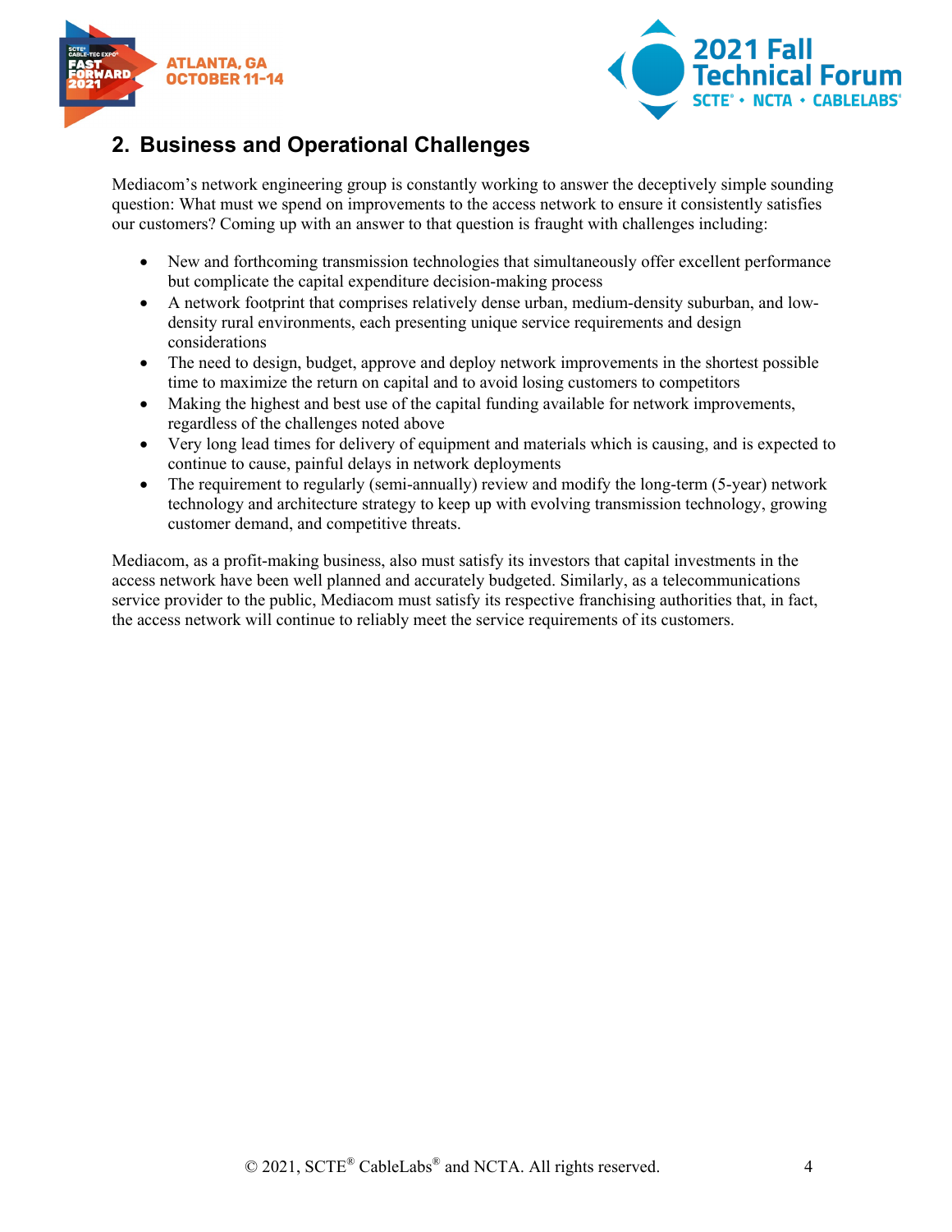## 2. Business and Operational Challenges

Mediacom's network engineering group is constantly working to answer the deceptively simple sounding question: What must we spend on improvements to the access network to ensure it consistently satisfies our customers? Coming up with an answer to that question is fraught with challenges including:

- New and forthcoming transmission technologies that simultaneously offer excellent performance but complicate the capital expenditure decision-making process
- A network footprint that comprises relatively dense urban, medium-density suburban, and low-density rural environments, each presenting unique service requirements and design considerations
- The need to design, budget, approve and deploy network improvements in the shortest possible time to maximize the return on capital and to avoid losing customers to competitors
- Making the highest and best use of the capital funding available for network improvements, regardless of the challenges noted above
- Very long lead times for delivery of equipment and materials which is causing, and is expected to continue to cause, painful delays in network deployments
- The requirement to regularly (semi-annually) review and modify the long-term (5-year) network technology and architecture strategy to keep up with evolving transmission technology, growing customer demand, and competitive threats.

Mediacom, as a profit-making business, also must satisfy its investors that capital investments in the access network have been well planned and accurately budgeted. Similarly, as a telecommunications service provider to the public, Mediacom must satisfy its respective franchising authorities that, in fact, the access network will continue to reliably meet the service requirements of its customers.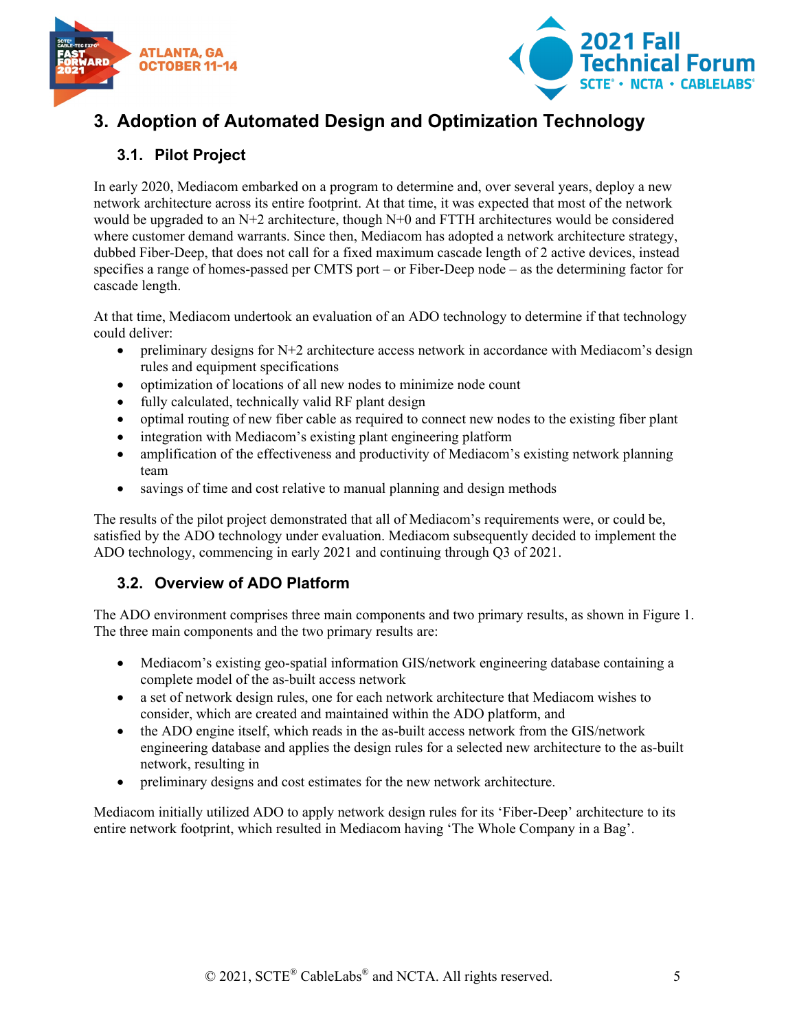# 3. Adoption of Automated Design and Optimization Technology

## 3.1. Pilot Project

In early 2020, Mediacom embarked on a program to determine and, over several years, deploy a new network architecture across its entire footprint. At that time, it was expected that most of the network would be upgraded to an N+2 architecture, though N+0 and FTTH architectures would be considered where customer demand warrants. Since then, Mediacom has adopted a network architecture strategy, dubbed Fiber-Deep, that does not call for a fixed maximum cascade length of 2 active devices, instead specifies a range of homes-passed per CMTS port – or Fiber-Deep node – as the determining factor for cascade length.

At that time, Mediacom undertook an evaluation of an ADO technology to determine if that technology could deliver:

- preliminary designs for N+2 architecture access network in accordance with Mediacom's design rules and equipment specifications
- optimization of locations of all new nodes to minimize node count
- fully calculated, technically valid RF plant design
- optimal routing of new fiber cable as required to connect new nodes to the existing fiber plant
- integration with Mediacom's existing plant engineering platform
- amplification of the effectiveness and productivity of Mediacom's existing network planning team
- savings of time and cost relative to manual planning and design methods

The results of the pilot project demonstrated that all of Mediacom's requirements were, or could be, satisfied by the ADO technology under evaluation. Mediacom subsequently decided to implement the ADO technology, commencing in early 2021 and continuing through Q3 of 2021.

## 3.2. Overview of ADO Platform

The ADO environment comprises three main components and two primary results, as shown in Figure 1. The three main components and the two primary results are:

- Mediacom's existing geo-spatial information GIS/network engineering database containing a complete model of the as-built access network
- a set of network design rules, one for each network architecture that Mediacom wishes to consider, which are created and maintained within the ADO platform, and
- the ADO engine itself, which reads in the as-built access network from the GIS/network engineering database and applies the design rules for a selected new architecture to the as-built network, resulting in
- preliminary designs and cost estimates for the new network architecture.

Mediacom initially utilized ADO to apply network design rules for its 'Fiber-Deep' architecture to its entire network footprint, which resulted in Mediacom having 'The Whole Company in a Bag'.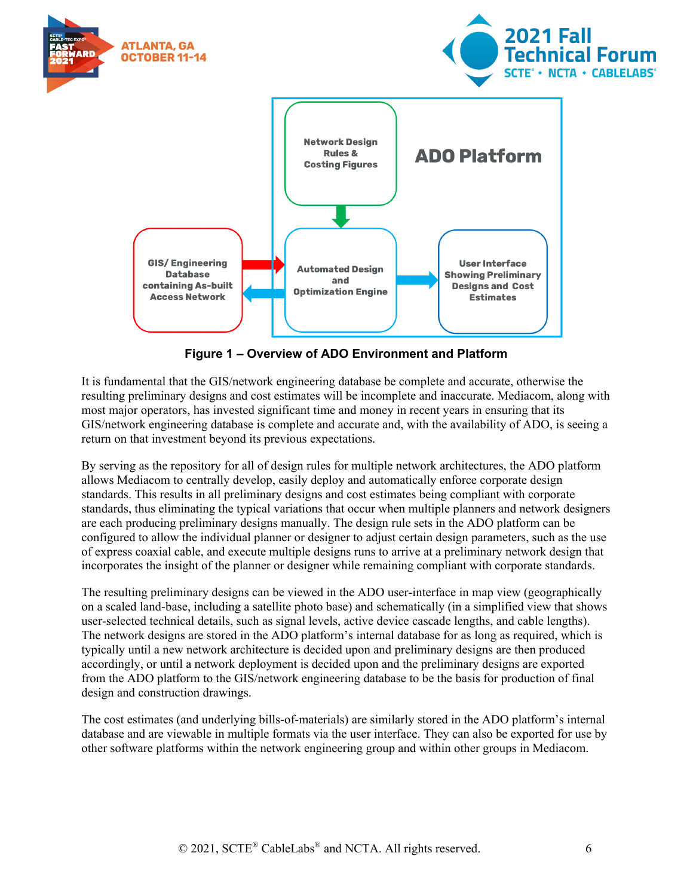**Figure 1 – Overview of ADO Environment and Platform**

It is fundamental that the GIS/network engineering database be complete and accurate, otherwise the resulting preliminary designs and cost estimates will be incomplete and inaccurate. Mediacom, along with most major operators, has invested significant time and money in recent years in ensuring that its GIS/network engineering database is complete and accurate and, with the availability of ADO, is seeing a return on that investment beyond its previous expectations.

By serving as the repository for all of design rules for multiple network architectures, the ADO platform allows Mediacom to centrally develop, easily deploy and automatically enforce corporate design standards. This results in all preliminary designs and cost estimates being compliant with corporate standards, thus eliminating the typical variations that occur when multiple planners and network designers are each producing preliminary designs manually. The design rule sets in the ADO platform can be configured to allow the individual planner or designer to adjust certain design parameters, such as the use of express coaxial cable, and execute multiple designs runs to arrive at a preliminary network design that incorporates the insight of the planner or designer while remaining compliant with corporate standards.

The resulting preliminary designs can be viewed in the ADO user-interface in map view (geographically on a scaled land-base, including a satellite photo base) and schematically (in a simplified view that shows user-selected technical details, such as signal levels, active device cascade lengths, and cable lengths). The network designs are stored in the ADO platform's internal database for as long as required, which is typically until a new network architecture is decided upon and preliminary designs are then produced accordingly, or until a network deployment is decided upon and the preliminary designs are exported from the ADO platform to the GIS/network engineering database to be the basis for production of final design and construction drawings.

The cost estimates (and underlying bills-of-materials) are similarly stored in the ADO platform's internal database and are viewable in multiple formats via the user interface. They can also be exported for use by other software platforms within the network engineering group and within other groups in Mediacom.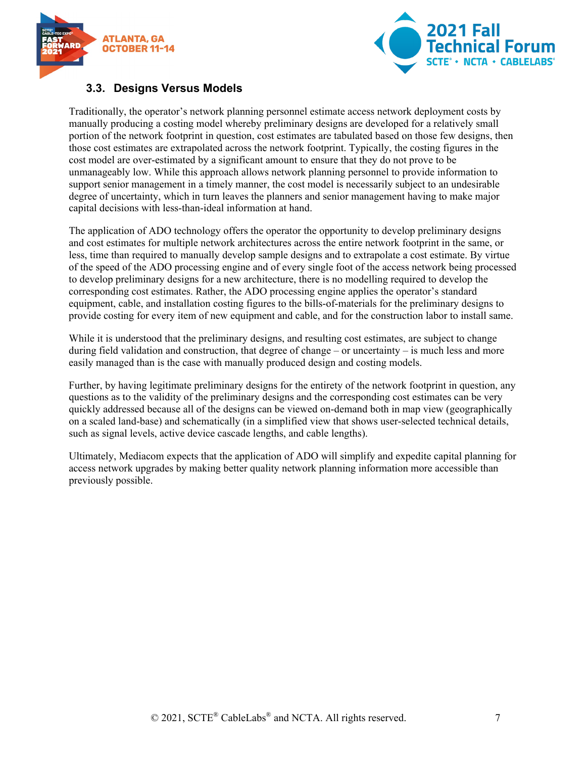### 3.3. Designs Versus Models

Traditionally, the operator's network planning personnel estimate access network deployment costs by manually producing a costing model whereby preliminary designs are developed for a relatively small portion of the network footprint in question, cost estimates are tabulated based on those few designs, then those cost estimates are extrapolated across the network footprint. Typically, the costing figures in the cost model are over-estimated by a significant amount to ensure that they do not prove to be unmanageably low. While this approach allows network planning personnel to provide information to support senior management in a timely manner, the cost model is necessarily subject to an undesirable degree of uncertainty, which in turn leaves the planners and senior management having to make major capital decisions with less-than-ideal information at hand.

The application of ADO technology offers the operator the opportunity to develop preliminary designs and cost estimates for multiple network architectures across the entire network footprint in the same, or less, time than required to manually develop sample designs and to extrapolate a cost estimate. By virtue of the speed of the ADO processing engine and of every single foot of the access network being processed to develop preliminary designs for a new architecture, there is no modelling required to develop the corresponding cost estimates. Rather, the ADO processing engine applies the operator's standard equipment, cable, and installation costing figures to the bills-of-materials for the preliminary designs to provide costing for every item of new equipment and cable, and for the construction labor to install same.

While it is understood that the preliminary designs, and resulting cost estimates, are subject to change during field validation and construction, that degree of change – or uncertainty – is much less and more easily managed than is the case with manually produced design and costing models.

Further, by having legitimate preliminary designs for the entirety of the network footprint in question, any questions as to the validity of the preliminary designs and the corresponding cost estimates can be very quickly addressed because all of the designs can be viewed on-demand both in map view (geographically on a scaled land-base) and schematically (in a simplified view that shows user-selected technical details, such as signal levels, active device cascade lengths, and cable lengths).

Ultimately, Mediacom expects that the application of ADO will simplify and expedite capital planning for access network upgrades by making better quality network planning information more accessible than previously possible.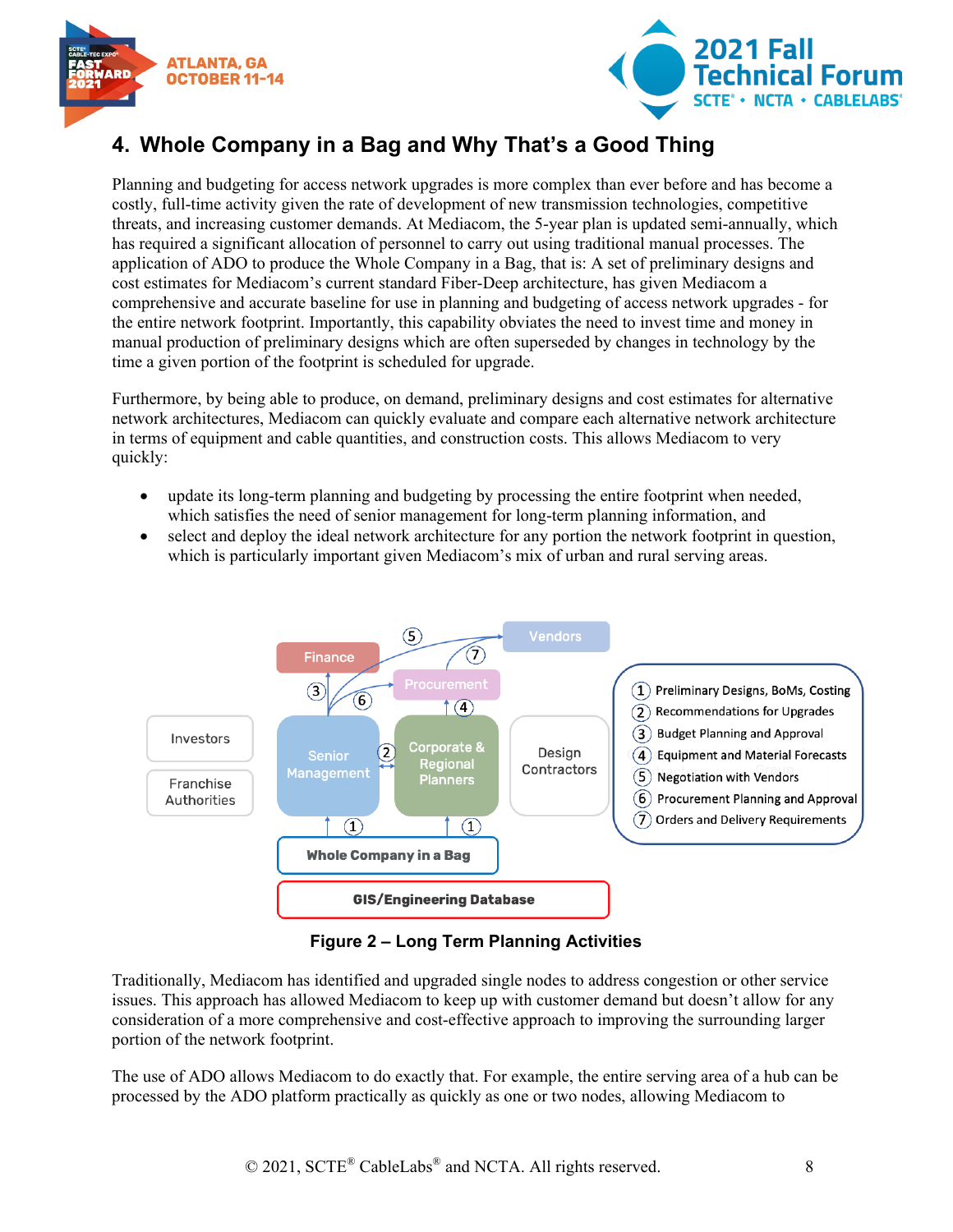## 4. Whole Company in a Bag and Why That's a Good Thing

Planning and budgeting for access network upgrades is more complex than ever before and has become a costly, full-time activity given the rate of development of new transmission technologies, competitive threats, and increasing customer demands. At Mediacom, the 5-year plan is updated semi-annually, which has required a significant allocation of personnel to carry out using traditional manual processes. The application of ADO to produce the Whole Company in a Bag, that is: A set of preliminary designs and cost estimates for Mediacom's current standard Fiber-Deep architecture, has given Mediacom a comprehensive and accurate baseline for use in planning and budgeting of access network upgrades - for the entire network footprint. Importantly, this capability obviates the need to invest time and money in manual production of preliminary designs which are often superseded by changes in technology by the time a given portion of the footprint is scheduled for upgrade.

Furthermore, by being able to produce, on demand, preliminary designs and cost estimates for alternative network architectures, Mediacom can quickly evaluate and compare each alternative network architecture in terms of equipment and cable quantities, and construction costs. This allows Mediacom to very quickly:

- update its long-term planning and budgeting by processing the entire footprint when needed, which satisfies the need of senior management for long-term planning information, and
- select and deploy the ideal network architecture for any portion the network footprint in question, which is particularly important given Mediacom's mix of urban and rural serving areas.

**Figure 2 – Long Term Planning Activities**

Traditionally, Mediacom has identified and upgraded single nodes to address congestion or other service issues. This approach has allowed Mediacom to keep up with customer demand but doesn't allow for any consideration of a more comprehensive and cost-effective approach to improving the surrounding larger portion of the network footprint.

The use of ADO allows Mediacom to do exactly that. For example, the entire serving area of a hub can be processed by the ADO platform practically as quickly as one or two nodes, allowing Mediacom to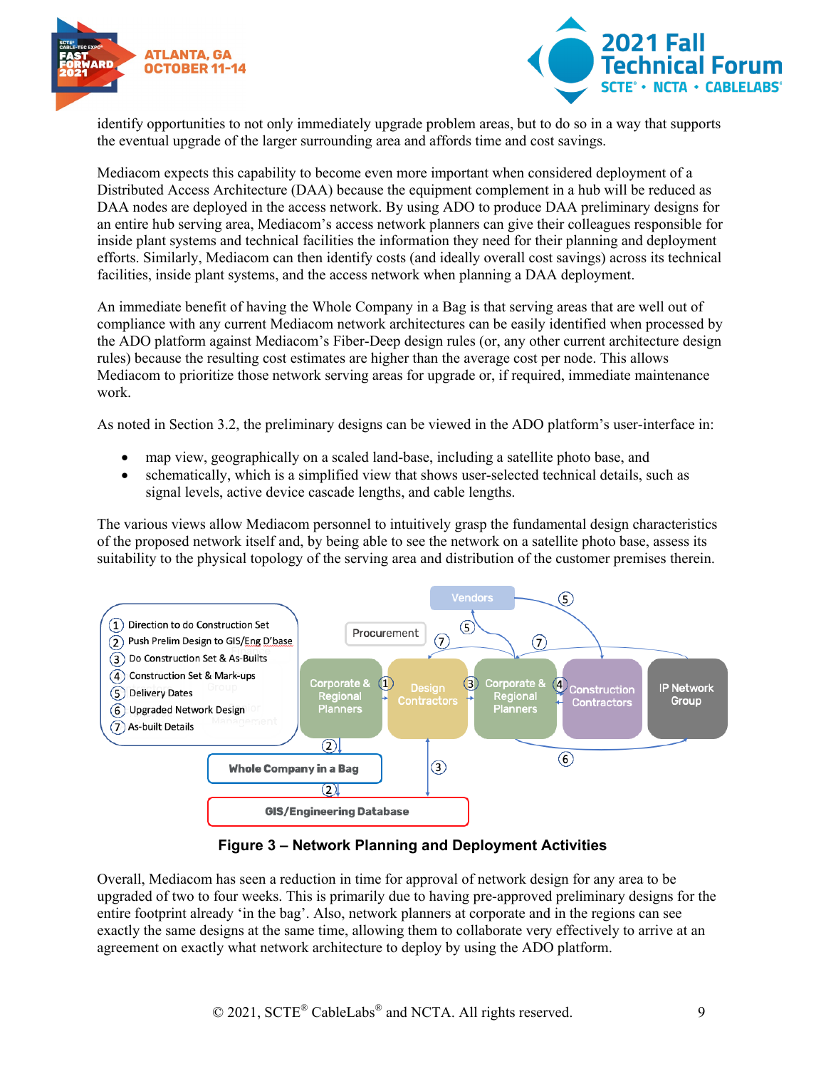identify opportunities to not only immediately upgrade problem areas, but to do so in a way that supports the eventual upgrade of the larger surrounding area and affords time and cost savings.

Mediacom expects this capability to become even more important when considered deployment of a Distributed Access Architecture (DAA) because the equipment complement in a hub will be reduced as DAA nodes are deployed in the access network. By using ADO to produce DAA preliminary designs for an entire hub serving area, Mediacom's access network planners can give their colleagues responsible for inside plant systems and technical facilities the information they need for their planning and deployment efforts. Similarly, Mediacom can then identify costs (and ideally overall cost savings) across its technical facilities, inside plant systems, and the access network when planning a DAA deployment.

An immediate benefit of having the Whole Company in a Bag is that serving areas that are well out of compliance with any current Mediacom network architectures can be easily identified when processed by the ADO platform against Mediacom's Fiber-Deep design rules (or, any other current architecture design rules) because the resulting cost estimates are higher than the average cost per node. This allows Mediacom to prioritize those network serving areas for upgrade or, if required, immediate maintenance work.

As noted in Section 3.2, the preliminary designs can be viewed in the ADO platform's user-interface in:

- map view, geographically on a scaled land-base, including a satellite photo base, and
- schematically, which is a simplified view that shows user-selected technical details, such as signal levels, active device cascade lengths, and cable lengths.

The various views allow Mediacom personnel to intuitively grasp the fundamental design characteristics of the proposed network itself and, by being able to see the network on a satellite photo base, assess its suitability to the physical topology of the serving area and distribution of the customer premises therein.

**Figure 3 – Network Planning and Deployment Activities**

Overall, Mediacom has seen a reduction in time for approval of network design for any area to be upgraded of two to four weeks. This is primarily due to having pre-approved preliminary designs for the entire footprint already 'in the bag'. Also, network planners at corporate and in the regions can see exactly the same designs at the same time, allowing them to collaborate very effectively to arrive at an agreement on exactly what network architecture to deploy by using the ADO platform.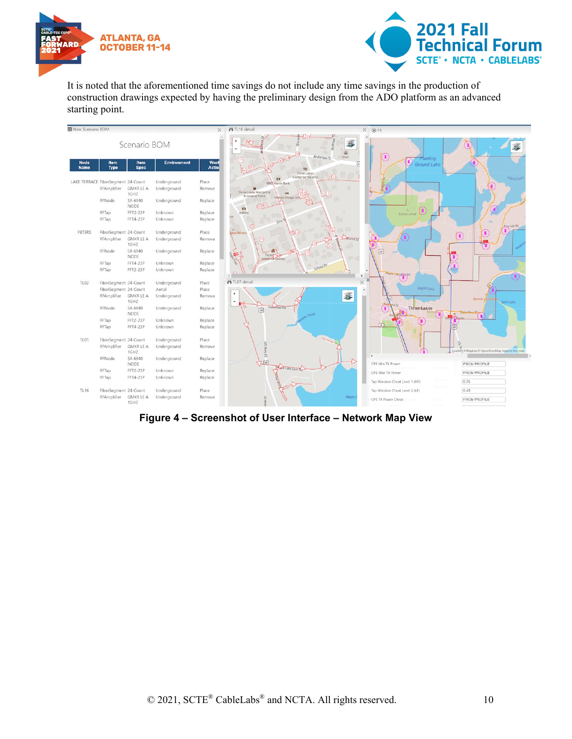It is noted that the aforementioned time savings do not include any time savings in the production of construction drawings expected by having the preliminary design from the ADO platform as an advanced starting point.

**Figure 4 – Screenshot of User Interface – Network Map View**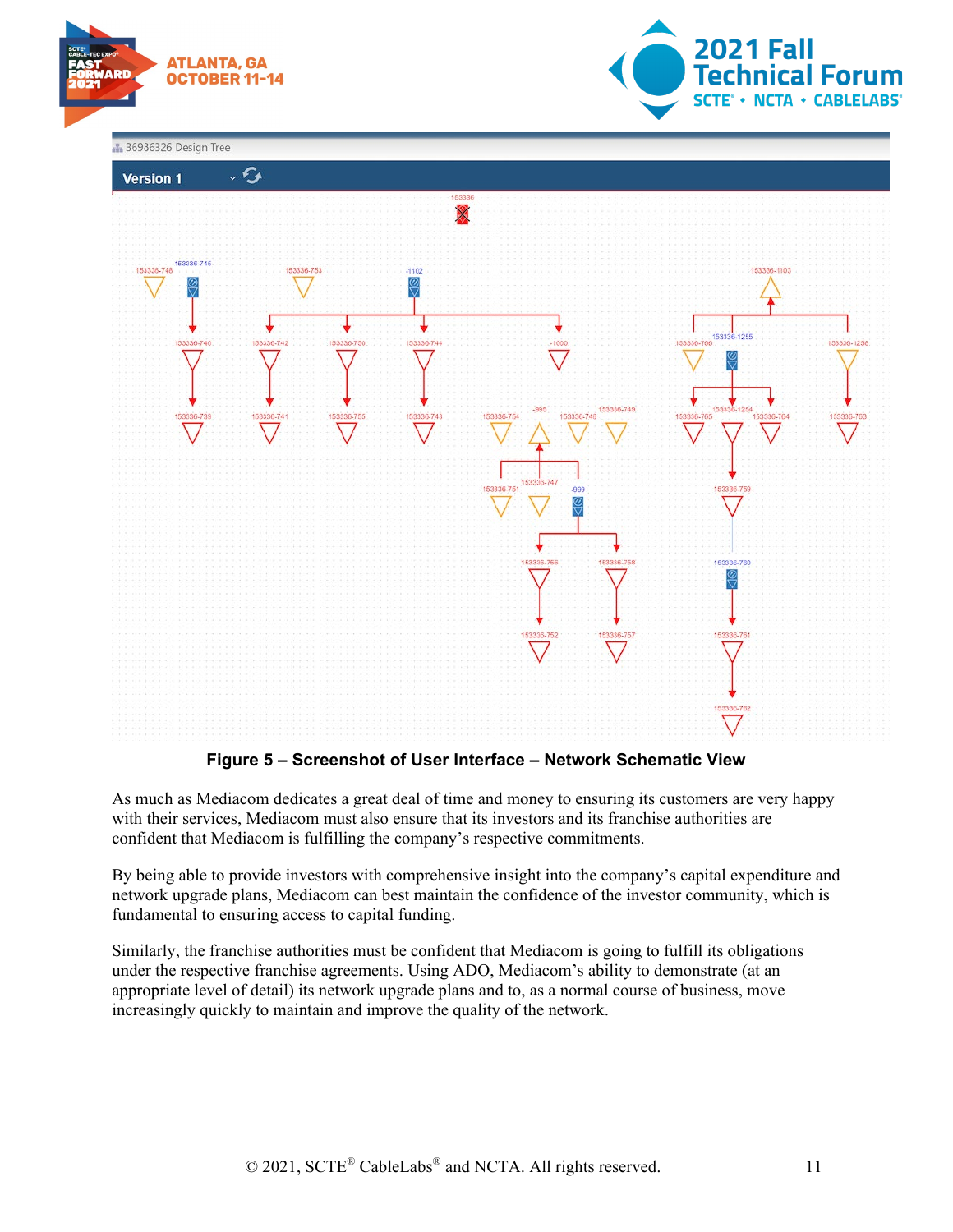**Figure 5 – Screenshot of User Interface – Network Schematic View**

As much as Mediacom dedicates a great deal of time and money to ensuring its customers are very happy with their services, Mediacom must also ensure that its investors and its franchise authorities are confident that Mediacom is fulfilling the company's respective commitments.

By being able to provide investors with comprehensive insight into the company's capital expenditure and network upgrade plans, Mediacom can best maintain the confidence of the investor community, which is fundamental to ensuring access to capital funding.

Similarly, the franchise authorities must be confident that Mediacom is going to fulfill its obligations under the respective franchise agreements. Using ADO, Mediacom's ability to demonstrate (at an appropriate level of detail) its network upgrade plans and to, as a normal course of business, move increasingly quickly to maintain and improve the quality of the network.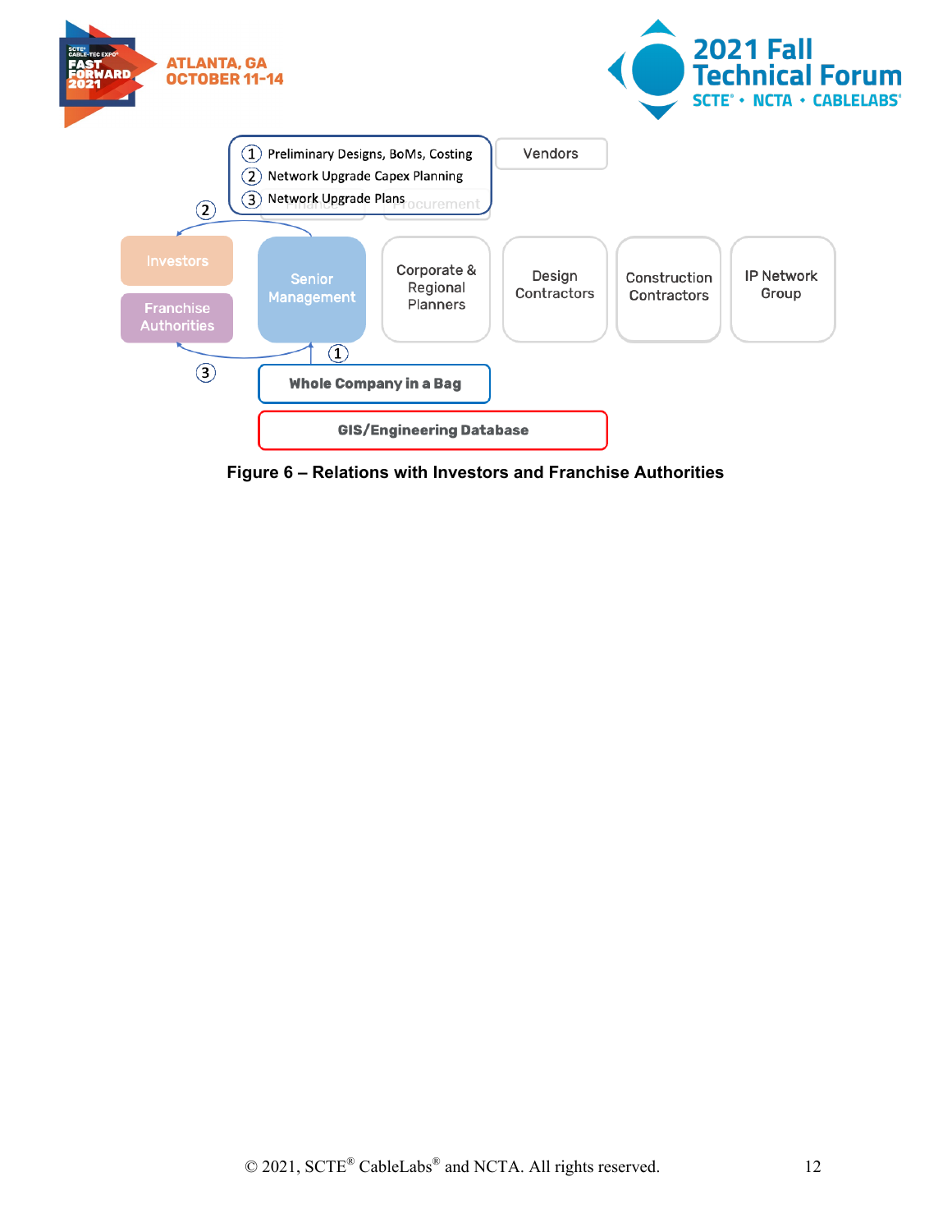1. Preliminary Designs, BoMs, Costing
2. Network Upgrade Capex Planning
3. Network Upgrade Plans

Vendors

Investors

Franchise Authorities

Senior Management

Corporate & Regional Planners

Design Contractors

Construction Contractors

IP Network Group

Whole Company in a Bag

GIS/Engineering Database

**Figure 6 – Relations with Investors and Franchise Authorities**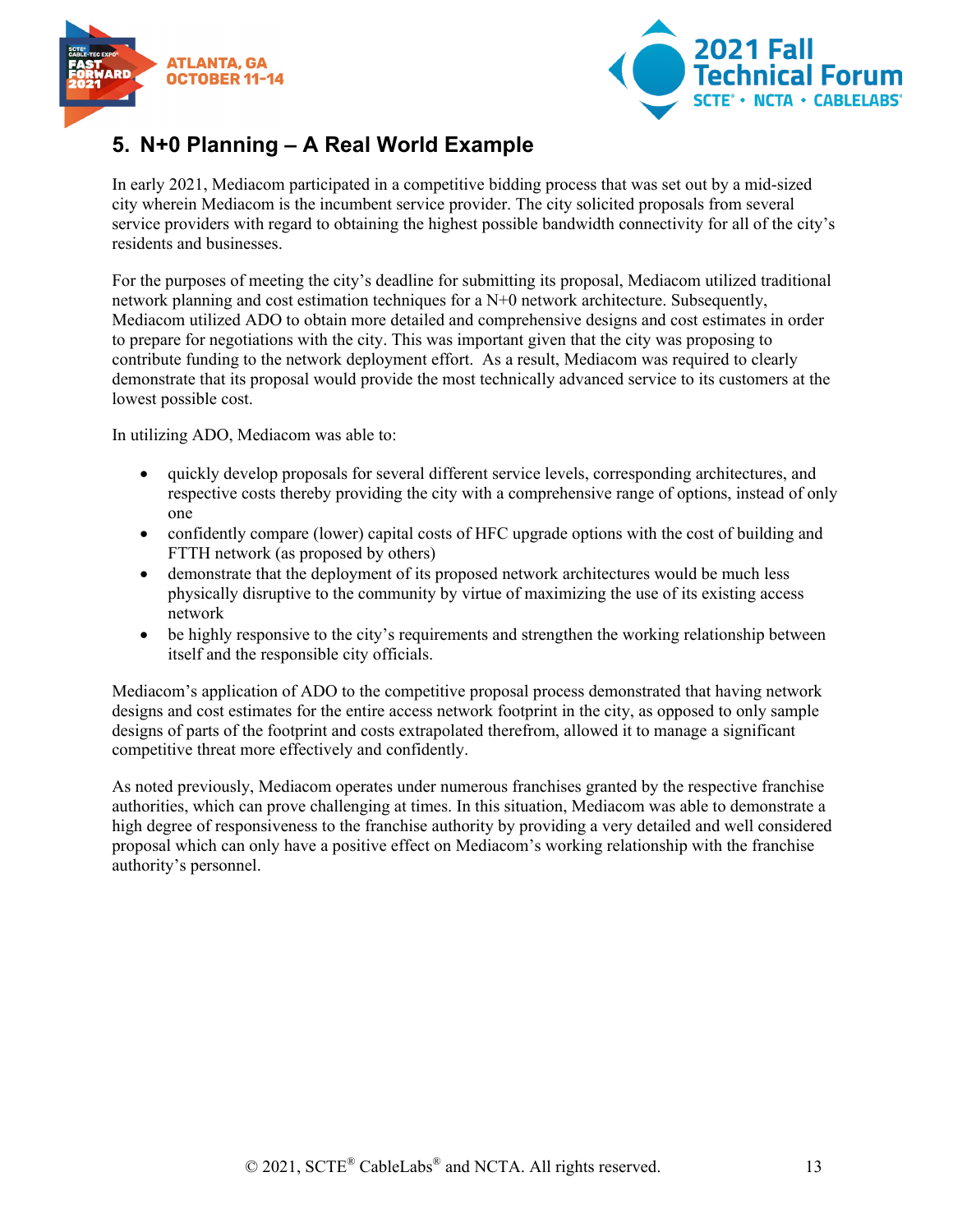## 5. N+0 Planning – A Real World Example

In early 2021, Mediacom participated in a competitive bidding process that was set out by a mid-sized city wherein Mediacom is the incumbent service provider. The city solicited proposals from several service providers with regard to obtaining the highest possible bandwidth connectivity for all of the city's residents and businesses.

For the purposes of meeting the city's deadline for submitting its proposal, Mediacom utilized traditional network planning and cost estimation techniques for a N+0 network architecture. Subsequently, Mediacom utilized ADO to obtain more detailed and comprehensive designs and cost estimates in order to prepare for negotiations with the city. This was important given that the city was proposing to contribute funding to the network deployment effort. As a result, Mediacom was required to clearly demonstrate that its proposal would provide the most technically advanced service to its customers at the lowest possible cost.

In utilizing ADO, Mediacom was able to:

- quickly develop proposals for several different service levels, corresponding architectures, and respective costs thereby providing the city with a comprehensive range of options, instead of only one
- confidently compare (lower) capital costs of HFC upgrade options with the cost of building and FTTH network (as proposed by others)
- demonstrate that the deployment of its proposed network architectures would be much less physically disruptive to the community by virtue of maximizing the use of its existing access network
- be highly responsive to the city's requirements and strengthen the working relationship between itself and the responsible city officials.

Mediacom's application of ADO to the competitive proposal process demonstrated that having network designs and cost estimates for the entire access network footprint in the city, as opposed to only sample designs of parts of the footprint and costs extrapolated therefrom, allowed it to manage a significant competitive threat more effectively and confidently.

As noted previously, Mediacom operates under numerous franchises granted by the respective franchise authorities, which can prove challenging at times. In this situation, Mediacom was able to demonstrate a high degree of responsiveness to the franchise authority by providing a very detailed and well considered proposal which can only have a positive effect on Mediacom's working relationship with the franchise authority's personnel.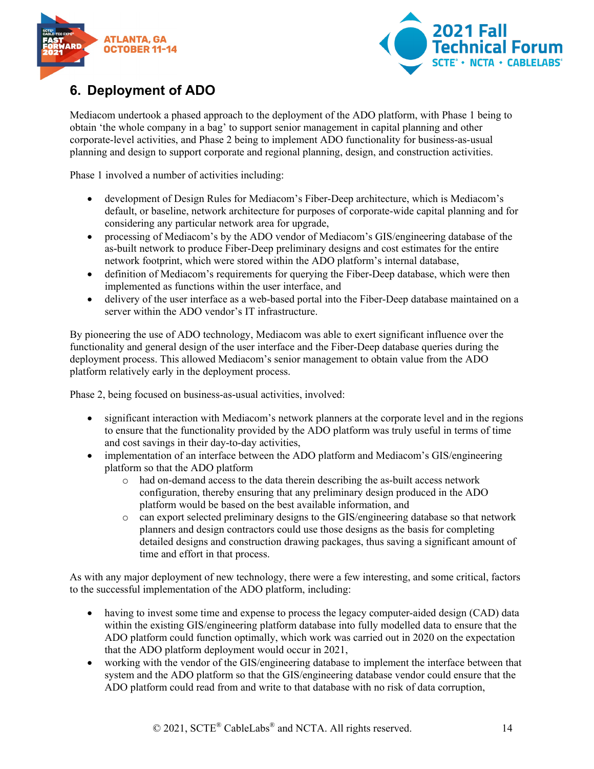## 6. Deployment of ADO

Mediacom undertook a phased approach to the deployment of the ADO platform, with Phase 1 being to obtain 'the whole company in a bag' to support senior management in capital planning and other corporate-level activities, and Phase 2 being to implement ADO functionality for business-as-usual planning and design to support corporate and regional planning, design, and construction activities.

Phase 1 involved a number of activities including:

- development of Design Rules for Mediacom's Fiber-Deep architecture, which is Mediacom's default, or baseline, network architecture for purposes of corporate-wide capital planning and for considering any particular network area for upgrade,
- processing of Mediacom's by the ADO vendor of Mediacom's GIS/engineering database of the as-built network to produce Fiber-Deep preliminary designs and cost estimates for the entire network footprint, which were stored within the ADO platform's internal database,
- definition of Mediacom's requirements for querying the Fiber-Deep database, which were then implemented as functions within the user interface, and
- delivery of the user interface as a web-based portal into the Fiber-Deep database maintained on a server within the ADO vendor's IT infrastructure.

By pioneering the use of ADO technology, Mediacom was able to exert significant influence over the functionality and general design of the user interface and the Fiber-Deep database queries during the deployment process. This allowed Mediacom's senior management to obtain value from the ADO platform relatively early in the deployment process.

Phase 2, being focused on business-as-usual activities, involved:

- significant interaction with Mediacom's network planners at the corporate level and in the regions to ensure that the functionality provided by the ADO platform was truly useful in terms of time and cost savings in their day-to-day activities,
- implementation of an interface between the ADO platform and Mediacom's GIS/engineering platform so that the ADO platform
  - had on-demand access to the data therein describing the as-built access network configuration, thereby ensuring that any preliminary design produced in the ADO platform would be based on the best available information, and
  - can export selected preliminary designs to the GIS/engineering database so that network planners and design contractors could use those designs as the basis for completing detailed designs and construction drawing packages, thus saving a significant amount of time and effort in that process.

As with any major deployment of new technology, there were a few interesting, and some critical, factors to the successful implementation of the ADO platform, including:

- having to invest some time and expense to process the legacy computer-aided design (CAD) data within the existing GIS/engineering platform database into fully modelled data to ensure that the ADO platform could function optimally, which work was carried out in 2020 on the expectation that the ADO platform deployment would occur in 2021,
- working with the vendor of the GIS/engineering database to implement the interface between that system and the ADO platform so that the GIS/engineering database vendor could ensure that the ADO platform could read from and write to that database with no risk of data corruption,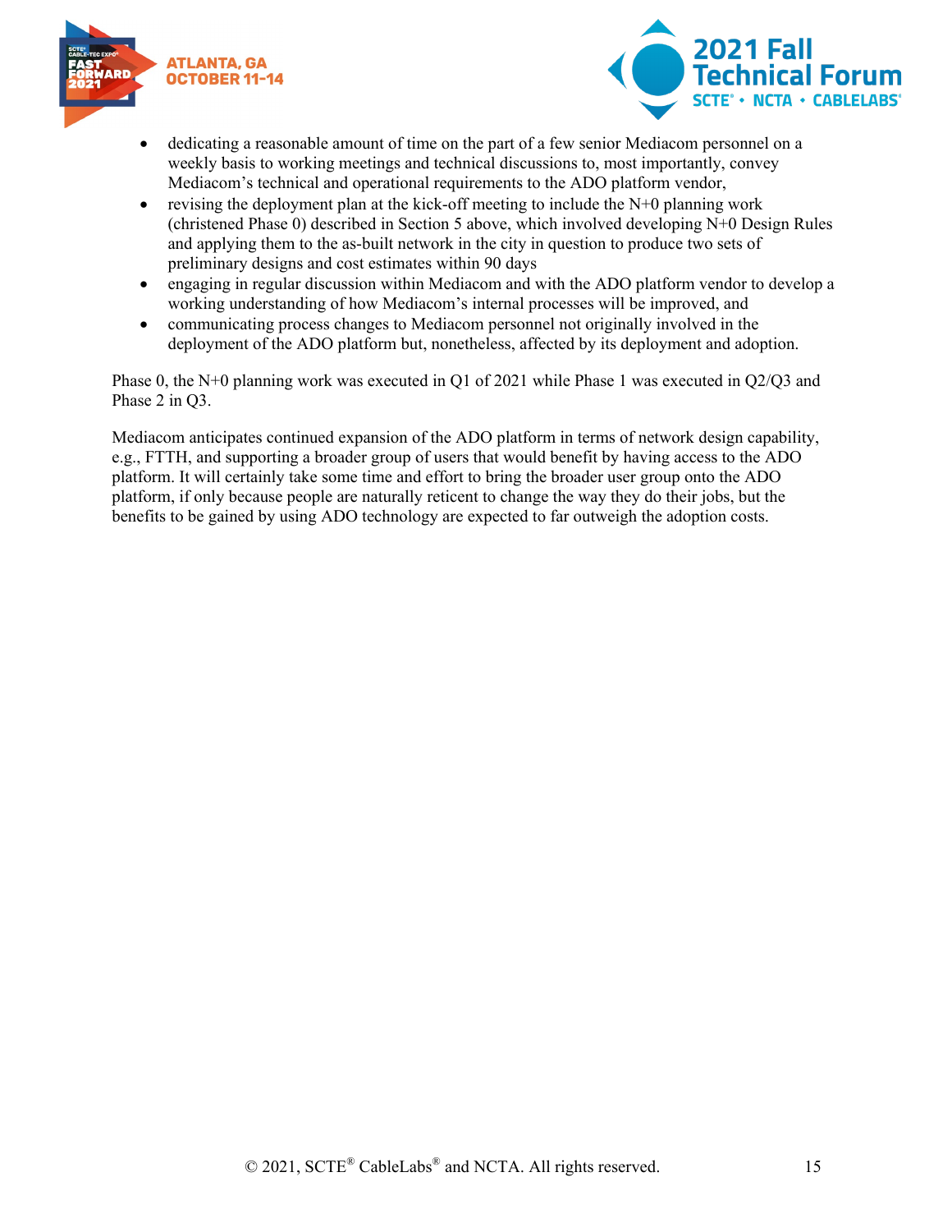- dedicating a reasonable amount of time on the part of a few senior Mediacom personnel on a weekly basis to working meetings and technical discussions to, most importantly, convey Mediacom's technical and operational requirements to the ADO platform vendor,
- revising the deployment plan at the kick-off meeting to include the N+0 planning work (christened Phase 0) described in Section 5 above, which involved developing N+0 Design Rules and applying them to the as-built network in the city in question to produce two sets of preliminary designs and cost estimates within 90 days
- engaging in regular discussion within Mediacom and with the ADO platform vendor to develop a working understanding of how Mediacom's internal processes will be improved, and
- communicating process changes to Mediacom personnel not originally involved in the deployment of the ADO platform but, nonetheless, affected by its deployment and adoption.

Phase 0, the N+0 planning work was executed in Q1 of 2021 while Phase 1 was executed in Q2/Q3 and Phase 2 in Q3.

Mediacom anticipates continued expansion of the ADO platform in terms of network design capability, e.g., FTTH, and supporting a broader group of users that would benefit by having access to the ADO platform. It will certainly take some time and effort to bring the broader user group onto the ADO platform, if only because people are naturally reticent to change the way they do their jobs, but the benefits to be gained by using ADO technology are expected to far outweigh the adoption costs.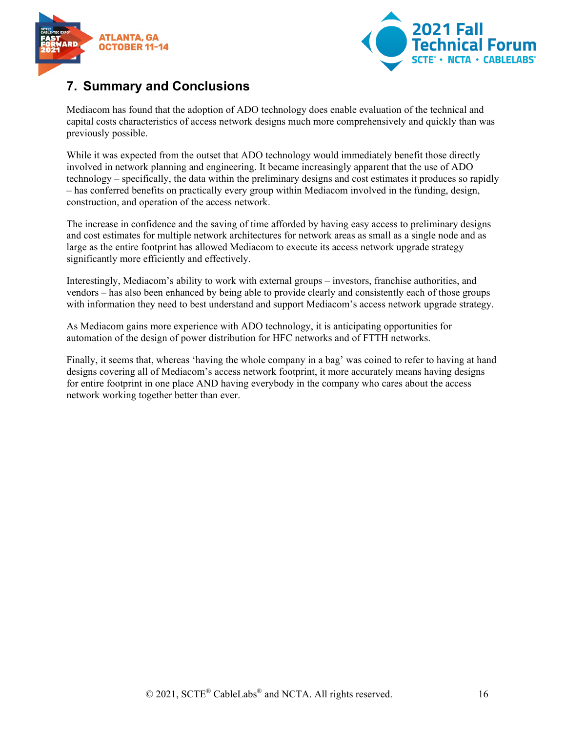## 7. Summary and Conclusions

Mediacom has found that the adoption of ADO technology does enable evaluation of the technical and capital costs characteristics of access network designs much more comprehensively and quickly than was previously possible.

While it was expected from the outset that ADO technology would immediately benefit those directly involved in network planning and engineering. It became increasingly apparent that the use of ADO technology – specifically, the data within the preliminary designs and cost estimates it produces so rapidly – has conferred benefits on practically every group within Mediacom involved in the funding, design, construction, and operation of the access network.

The increase in confidence and the saving of time afforded by having easy access to preliminary designs and cost estimates for multiple network architectures for network areas as small as a single node and as large as the entire footprint has allowed Mediacom to execute its access network upgrade strategy significantly more efficiently and effectively.

Interestingly, Mediacom's ability to work with external groups – investors, franchise authorities, and vendors – has also been enhanced by being able to provide clearly and consistently each of those groups with information they need to best understand and support Mediacom's access network upgrade strategy.

As Mediacom gains more experience with ADO technology, it is anticipating opportunities for automation of the design of power distribution for HFC networks and of FTTH networks.

Finally, it seems that, whereas 'having the whole company in a bag' was coined to refer to having at hand designs covering all of Mediacom's access network footprint, it more accurately means having designs for entire footprint in one place AND having everybody in the company who cares about the access network working together better than ever.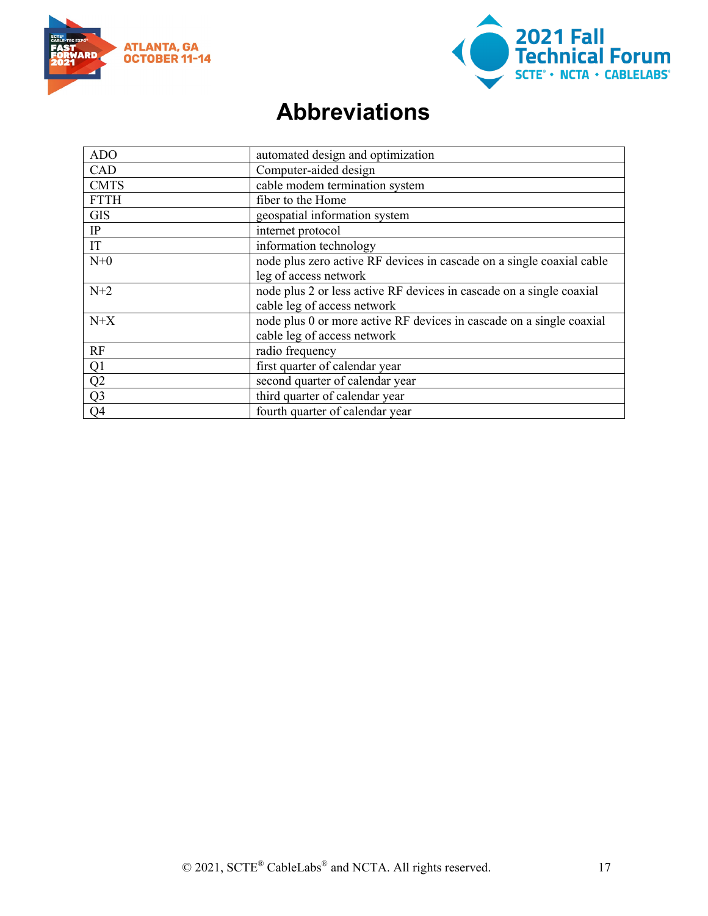# Abbreviations

| | |
|---|---|
| ADO | automated design and optimization |
| CAD | Computer-aided design |
| CMTS | cable modem termination system |
| FTTH | fiber to the Home |
| GIS | geospatial information system |
| IP | internet protocol |
| IT | information technology |
| N+0 | node plus zero active RF devices in cascade on a single coaxial cable leg of access network |
| N+2 | node plus 2 or less active RF devices in cascade on a single coaxial cable leg of access network |
| N+X | node plus 0 or more active RF devices in cascade on a single coaxial cable leg of access network |
| RF | radio frequency |
| Q1 | first quarter of calendar year |
| Q2 | second quarter of calendar year |
| Q3 | third quarter of calendar year |
| Q4 | fourth quarter of calendar year |